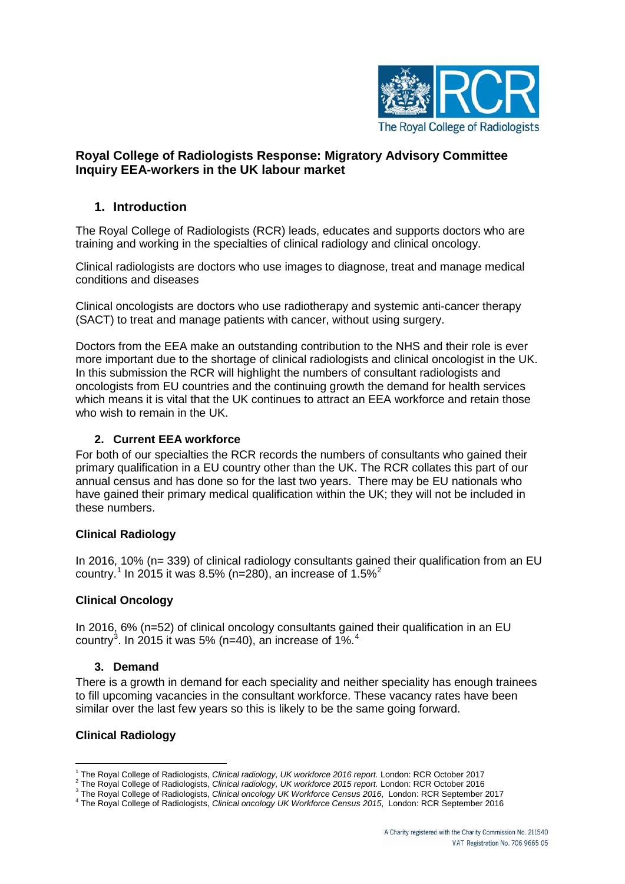**Royal College of Radiologists Response: Migratory Advisory Committee Inquiry EEA-workers in the UK labour market**

## 1. Introduction

The Royal College of Radiologists (RCR) leads, educates and supports doctors who are training and working in the specialties of clinical radiology and clinical oncology.

Clinical radiologists are doctors who use images to diagnose, treat and manage medical conditions and diseases

Clinical oncologists are doctors who use radiotherapy and systemic anti-cancer therapy (SACT) to treat and manage patients with cancer, without using surgery.

Doctors from the EEA make an outstanding contribution to the NHS and their role is ever more important due to the shortage of clinical radiologists and clinical oncologist in the UK. In this submission the RCR will highlight the numbers of consultant radiologists and oncologists from EU countries and the continuing growth the demand for health services which means it is vital that the UK continues to attract an EEA workforce and retain those who wish to remain in the UK.

## 2. Current EEA workforce

For both of our specialties the RCR records the numbers of consultants who gained their primary qualification in a EU country other than the UK. The RCR collates this part of our annual census and has done so for the last two years. There may be EU nationals who have gained their primary medical qualification within the UK; they will not be included in these numbers.

### Clinical Radiology

In 2016, 10% (n= 339) of clinical radiology consultants gained their qualification from an EU country.[1] In 2015 it was 8.5% (n=280), an increase of 1.5%[2]

### Clinical Oncology

In 2016, 6% (n=52) of clinical oncology consultants gained their qualification in an EU country[3]. In 2015 it was 5% (n=40), an increase of 1%.[4]

## 3. Demand

There is a growth in demand for each speciality and neither speciality has enough trainees to fill upcoming vacancies in the consultant workforce. These vacancy rates have been similar over the last few years so this is likely to be the same going forward.

### Clinical Radiology

---

[1] The Royal College of Radiologists, *Clinical radiology, UK workforce 2016 report.* London: RCR October 2017

[2] The Royal College of Radiologists, *Clinical radiology, UK workforce 2015 report.* London: RCR October 2016

[3] The Royal College of Radiologists, *Clinical oncology UK Workforce Census 2016*, London: RCR September 2017

[4] The Royal College of Radiologists, *Clinical oncology UK Workforce Census 2015*, London: RCR September 2016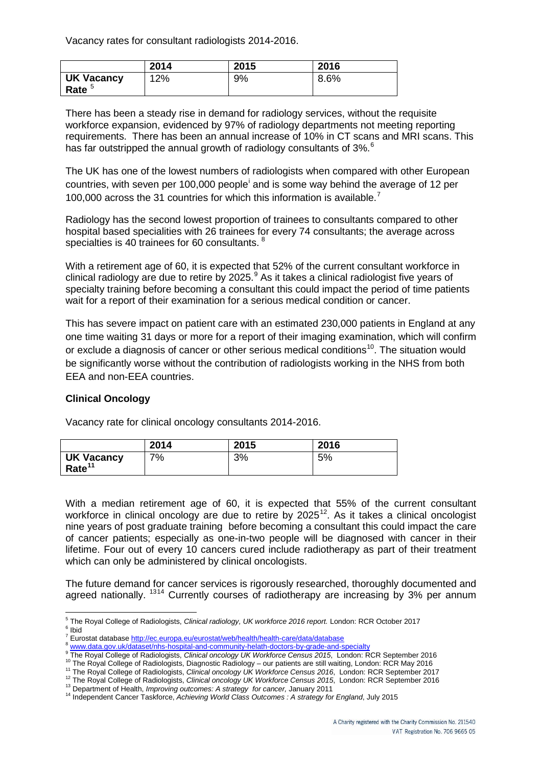Vacancy rates for consultant radiologists 2014-2016.

| | 2014 | 2015 | 2016 |
|---|---|---|---|
| **UK Vacancy Rate** [5] | 12% | 9% | 8.6% |

There has been a steady rise in demand for radiology services, without the requisite workforce expansion, evidenced by 97% of radiology departments not meeting reporting requirements. There has been an annual increase of 10% in CT scans and MRI scans. This has far outstripped the annual growth of radiology consultants of 3%.[6]

The UK has one of the lowest numbers of radiologists when compared with other European countries, with seven per 100,000 people[i] and is some way behind the average of 12 per 100,000 across the 31 countries for which this information is available.[7]

Radiology has the second lowest proportion of trainees to consultants compared to other hospital based specialities with 26 trainees for every 74 consultants; the average across specialties is 40 trainees for 60 consultants. [8]

With a retirement age of 60, it is expected that 52% of the current consultant workforce in clinical radiology are due to retire by 2025.[9] As it takes a clinical radiologist five years of specialty training before becoming a consultant this could impact the period of time patients wait for a report of their examination for a serious medical condition or cancer.

This has severe impact on patient care with an estimated 230,000 patients in England at any one time waiting 31 days or more for a report of their imaging examination, which will confirm or exclude a diagnosis of cancer or other serious medical conditions[10]. The situation would be significantly worse without the contribution of radiologists working in the NHS from both EEA and non-EEA countries.

**Clinical Oncology**

Vacancy rate for clinical oncology consultants 2014-2016.

| | 2014 | 2015 | 2016 |
|---|---|---|---|
| **UK Vacancy Rate**[11] | 7% | 3% | 5% |

With a median retirement age of 60, it is expected that 55% of the current consultant workforce in clinical oncology are due to retire by 2025[12]. As it takes a clinical oncologist nine years of post graduate training before becoming a consultant this could impact the care of cancer patients; especially as one-in-two people will be diagnosed with cancer in their lifetime. Four out of every 10 cancers cured include radiotherapy as part of their treatment which can only be administered by clinical oncologists.

The future demand for cancer services is rigorously researched, thoroughly documented and agreed nationally. [13][14] Currently courses of radiotherapy are increasing by 3% per annum

---

[5] The Royal College of Radiologists, *Clinical radiology, UK workforce 2016 report.* London: RCR October 2017

[6] Ibid

[7] Eurostat database http://ec.europa.eu/eurostat/web/health/health-care/data/database

[8] www.data.gov.uk/dataset/nhs-hospital-and-community-helath-doctors-by-grade-and-specialty

[9] The Royal College of Radiologists, *Clinical oncology UK Workforce Census 2015*, London: RCR September 2016

[10] The Royal College of Radiologists, Diagnostic Radiology – our patients are still waiting, London: RCR May 2016

[11] The Royal College of Radiologists, *Clinical oncology UK Workforce Census 2016*, London: RCR September 2017

[12] The Royal College of Radiologists, *Clinical oncology UK Workforce Census 2015*, London: RCR September 2016

[13] Department of Health, *Improving outcomes: A strategy for cancer,* January 2011

[14] Independent Cancer Taskforce, *Achieving World Class Outcomes : A strategy for England,* July 2015

A Charity registered with the Charity Commission No. 211540
VAT Registration No. 706 9665 05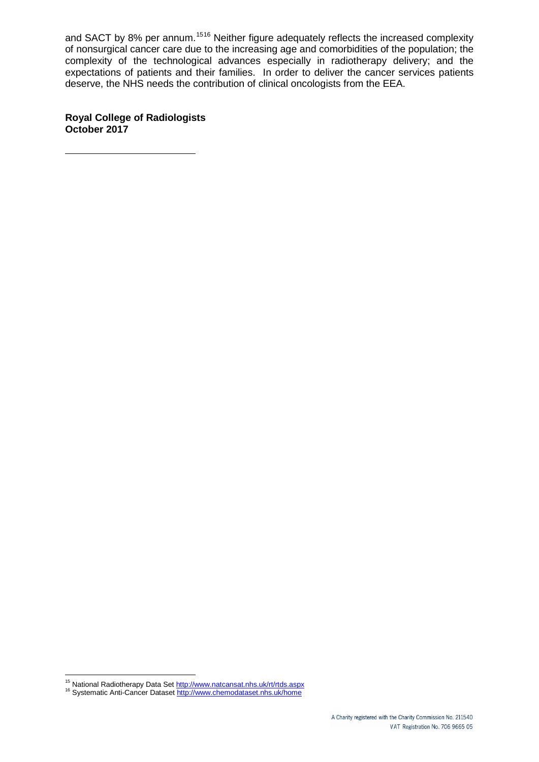and SACT by 8% per annum.[15][16] Neither figure adequately reflects the increased complexity of nonsurgical cancer care due to the increasing age and comorbidities of the population; the complexity of the technological advances especially in radiotherapy delivery; and the expectations of patients and their families. In order to deliver the cancer services patients deserve, the NHS needs the contribution of clinical oncologists from the EEA.

**Royal College of Radiologists**
**October 2017**

[15] National Radiotherapy Data Set http://www.natcansat.nhs.uk/rt/rtds.aspx
[16] Systematic Anti-Cancer Dataset http://www.chemodataset.nhs.uk/home

A Charity registered with the Charity Commission No. 211540
VAT Registration No. 706 9665 05